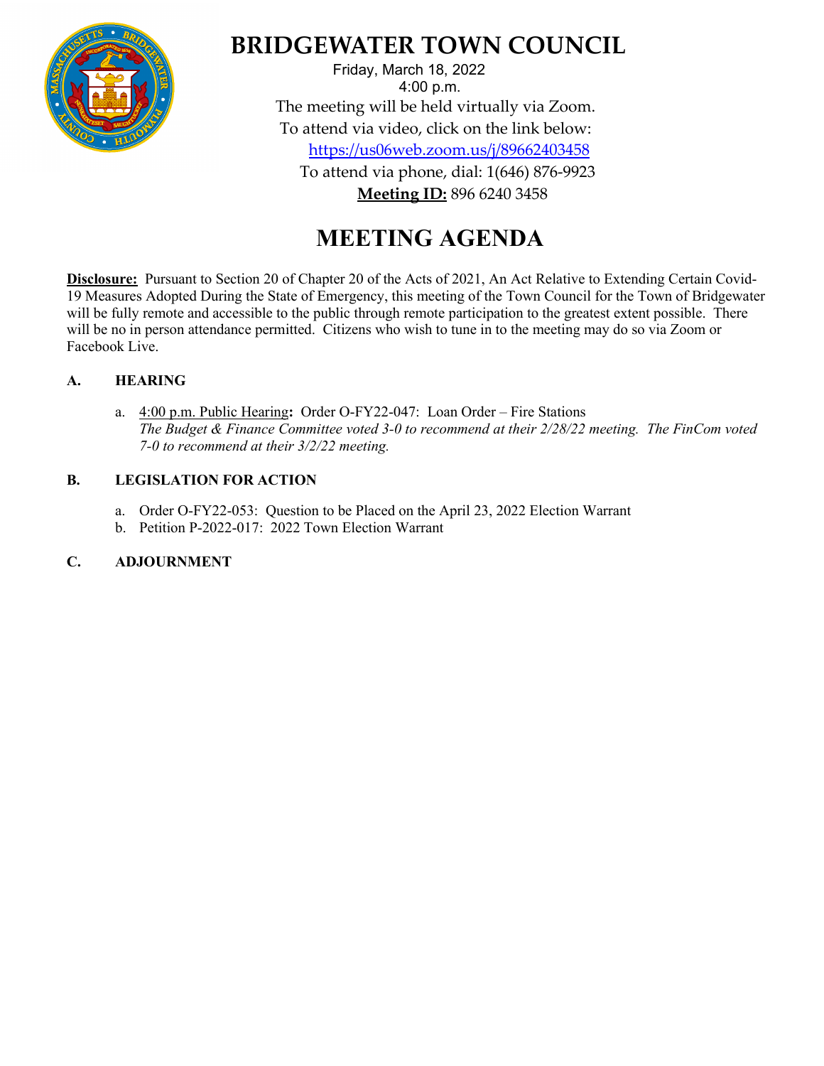# BRIDGEWATER TOWN COUNCIL

Friday, March 18, 2022
4:00 p.m.
The meeting will be held virtually via Zoom.
To attend via video, click on the link below:
https://us06web.zoom.us/j/89662403458
To attend via phone, dial: 1(646) 876-9923
**Meeting ID:** 896 6240 3458

# MEETING AGENDA

**Disclosure:** Pursuant to Section 20 of Chapter 20 of the Acts of 2021, An Act Relative to Extending Certain Covid-19 Measures Adopted During the State of Emergency, this meeting of the Town Council for the Town of Bridgewater will be fully remote and accessible to the public through remote participation to the greatest extent possible. There will be no in person attendance permitted. Citizens who wish to tune in to the meeting may do so via Zoom or Facebook Live.

## A. HEARING

a. 4:00 p.m. Public Hearing**:** Order O-FY22-047: Loan Order – Fire Stations
*The Budget & Finance Committee voted 3-0 to recommend at their 2/28/22 meeting. The FinCom voted 7-0 to recommend at their 3/2/22 meeting.*

## B. LEGISLATION FOR ACTION

a. Order O-FY22-053: Question to be Placed on the April 23, 2022 Election Warrant
b. Petition P-2022-017: 2022 Town Election Warrant

## C. ADJOURNMENT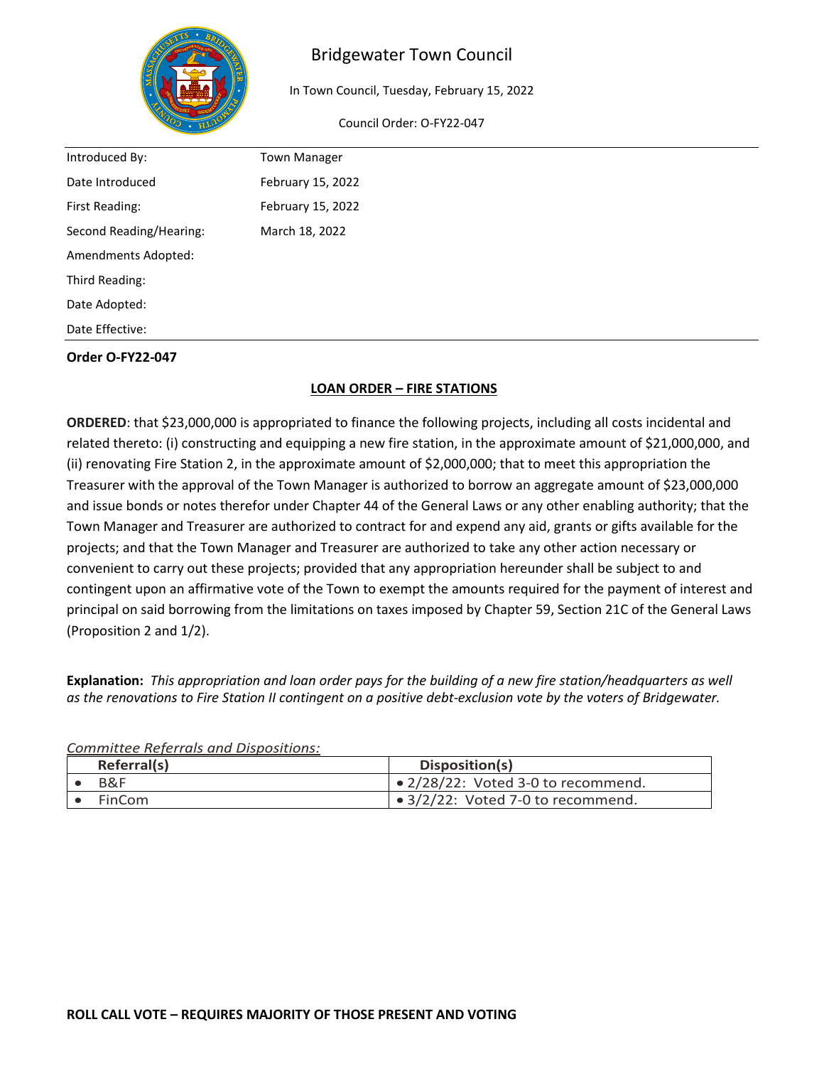# Bridgewater Town Council

In Town Council, Tuesday, February 15, 2022

Council Order: O-FY22-047

| | |
|---|---|
| Introduced By: | Town Manager |
| Date Introduced | February 15, 2022 |
| First Reading: | February 15, 2022 |
| Second Reading/Hearing: | March 18, 2022 |
| Amendments Adopted: | |
| Third Reading: | |
| Date Adopted: | |
| Date Effective: | |

**Order O-FY22-047**

**LOAN ORDER – FIRE STATIONS**

**ORDERED**: that $23,000,000 is appropriated to finance the following projects, including all costs incidental and related thereto: (i) constructing and equipping a new fire station, in the approximate amount of $21,000,000, and (ii) renovating Fire Station 2, in the approximate amount of $2,000,000; that to meet this appropriation the Treasurer with the approval of the Town Manager is authorized to borrow an aggregate amount of $23,000,000 and issue bonds or notes therefor under Chapter 44 of the General Laws or any other enabling authority; that the Town Manager and Treasurer are authorized to contract for and expend any aid, grants or gifts available for the projects; and that the Town Manager and Treasurer are authorized to take any other action necessary or convenient to carry out these projects; provided that any appropriation hereunder shall be subject to and contingent upon an affirmative vote of the Town to exempt the amounts required for the payment of interest and principal on said borrowing from the limitations on taxes imposed by Chapter 59, Section 21C of the General Laws (Proposition 2 and 1/2).

**Explanation:** *This appropriation and loan order pays for the building of a new fire station/headquarters as well as the renovations to Fire Station II contingent on a positive debt-exclusion vote by the voters of Bridgewater.*

*Committee Referrals and Dispositions:*

| Referral(s) | Disposition(s) |
|---|---|
| • B&F | • 2/28/22: Voted 3-0 to recommend. |
| • FinCom | • 3/2/22: Voted 7-0 to recommend. |

**ROLL CALL VOTE – REQUIRES MAJORITY OF THOSE PRESENT AND VOTING**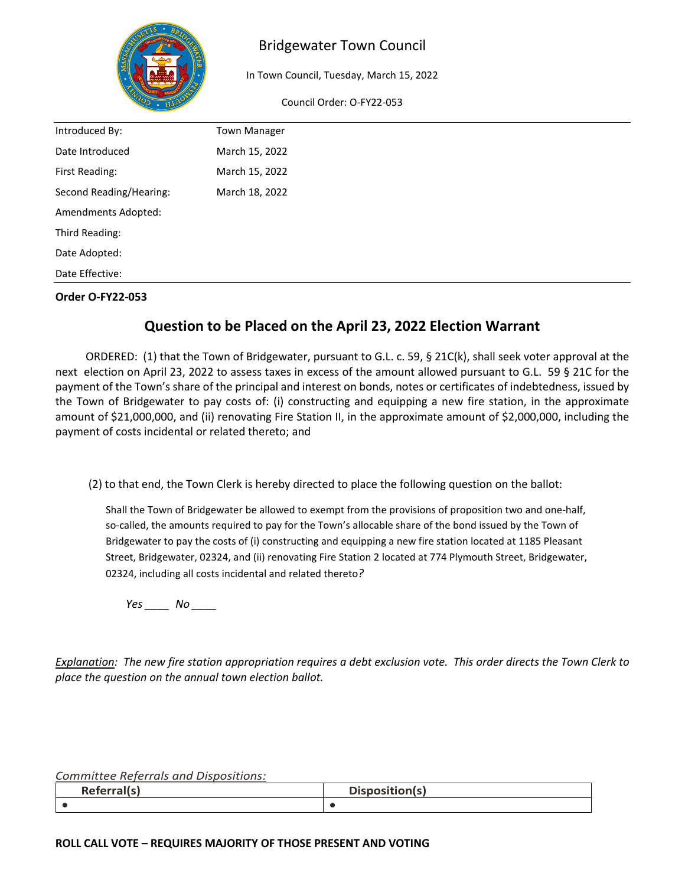# Bridgewater Town Council

In Town Council, Tuesday, March 15, 2022

Council Order: O-FY22-053

| | |
|---|---|
| Introduced By: | Town Manager |
| Date Introduced | March 15, 2022 |
| First Reading: | March 15, 2022 |
| Second Reading/Hearing: | March 18, 2022 |
| Amendments Adopted: | |
| Third Reading: | |
| Date Adopted: | |
| Date Effective: | |

**Order O-FY22-053**

## Question to be Placed on the April 23, 2022 Election Warrant

ORDERED: (1) that the Town of Bridgewater, pursuant to G.L. c. 59, § 21C(k), shall seek voter approval at the next election on April 23, 2022 to assess taxes in excess of the amount allowed pursuant to G.L. 59 § 21C for the payment of the Town's share of the principal and interest on bonds, notes or certificates of indebtedness, issued by the Town of Bridgewater to pay costs of: (i) constructing and equipping a new fire station, in the approximate amount of $21,000,000, and (ii) renovating Fire Station II, in the approximate amount of $2,000,000, including the payment of costs incidental or related thereto; and

(2) to that end, the Town Clerk is hereby directed to place the following question on the ballot:

> Shall the Town of Bridgewater be allowed to exempt from the provisions of proposition two and one-half, so-called, the amounts required to pay for the Town's allocable share of the bond issued by the Town of Bridgewater to pay the costs of (i) constructing and equipping a new fire station located at 1185 Pleasant Street, Bridgewater, 02324, and (ii) renovating Fire Station 2 located at 774 Plymouth Street, Bridgewater, 02324, including all costs incidental and related thereto?
>
> *Yes* ____ *No* ____

*Explanation: The new fire station appropriation requires a debt exclusion vote. This order directs the Town Clerk to place the question on the annual town election ballot.*

*Committee Referrals and Dispositions:*

| Referral(s) | Disposition(s) |
|---|---|
| • | • |

**ROLL CALL VOTE – REQUIRES MAJORITY OF THOSE PRESENT AND VOTING**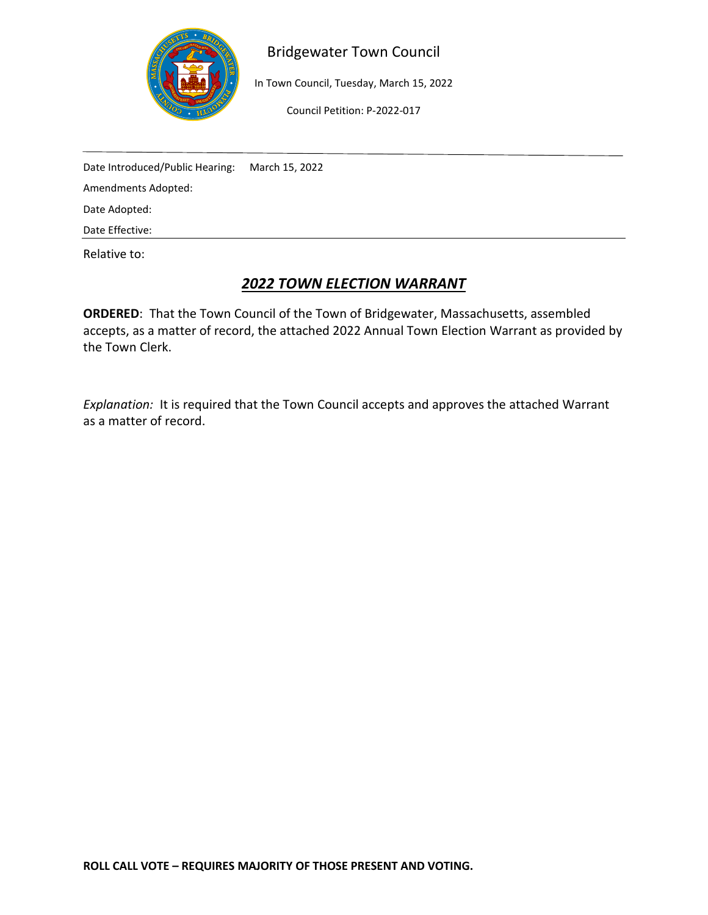Bridgewater Town Council

In Town Council, Tuesday, March 15, 2022

Council Petition: P-2022-017

---

Date Introduced/Public Hearing: March 15, 2022

Amendments Adopted:

Date Adopted:

Date Effective:

---

Relative to:

## ***2022 TOWN ELECTION WARRANT***

**ORDERED**: That the Town Council of the Town of Bridgewater, Massachusetts, assembled accepts, as a matter of record, the attached 2022 Annual Town Election Warrant as provided by the Town Clerk.

*Explanation:* It is required that the Town Council accepts and approves the attached Warrant as a matter of record.

**ROLL CALL VOTE – REQUIRES MAJORITY OF THOSE PRESENT AND VOTING.**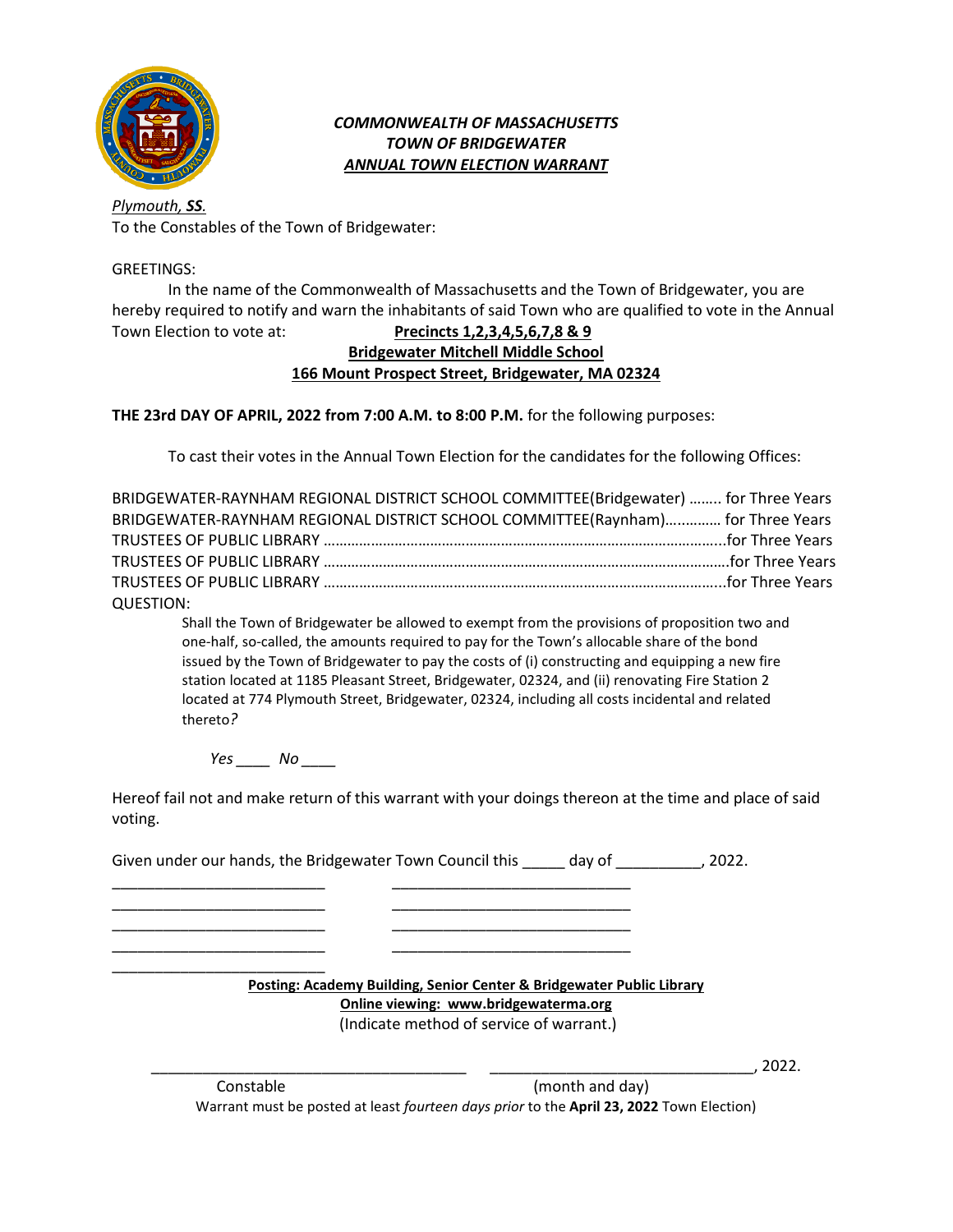# *COMMONWEALTH OF MASSACHUSETTS*
# *TOWN OF BRIDGEWATER*
# *ANNUAL TOWN ELECTION WARRANT*

*Plymouth, **SS**.*

To the Constables of the Town of Bridgewater:

GREETINGS:

In the name of the Commonwealth of Massachusetts and the Town of Bridgewater, you are hereby required to notify and warn the inhabitants of said Town who are qualified to vote in the Annual Town Election to vote at: **Precincts 1,2,3,4,5,6,7,8 & 9**

**Bridgewater Mitchell Middle School**

**166 Mount Prospect Street, Bridgewater, MA 02324**

**THE 23rd DAY OF APRIL, 2022 from 7:00 A.M. to 8:00 P.M.** for the following purposes:

To cast their votes in the Annual Town Election for the candidates for the following Offices:

BRIDGEWATER-RAYNHAM REGIONAL DISTRICT SCHOOL COMMITTEE(Bridgewater) …….. for Three Years

BRIDGEWATER-RAYNHAM REGIONAL DISTRICT SCHOOL COMMITTEE(Raynham)…………. for Three Years

TRUSTEES OF PUBLIC LIBRARY ……………………………………………………………………………………..for Three Years

TRUSTEES OF PUBLIC LIBRARY ……………………………………………………………………………………..for Three Years

TRUSTEES OF PUBLIC LIBRARY ……………………………………………………………………………………..for Three Years

QUESTION:

> Shall the Town of Bridgewater be allowed to exempt from the provisions of proposition two and one-half, so-called, the amounts required to pay for the Town's allocable share of the bond issued by the Town of Bridgewater to pay the costs of (i) constructing and equipping a new fire station located at 1185 Pleasant Street, Bridgewater, 02324, and (ii) renovating Fire Station 2 located at 774 Plymouth Street, Bridgewater, 02324, including all costs incidental and related thereto*?*
>
> *Yes* ____ *No* ____

Hereof fail not and make return of this warrant with your doings thereon at the time and place of said voting.

Given under our hands, the Bridgewater Town Council this _____ day of __________, 2022.

_________________________ _____________________________

_________________________ _____________________________

_________________________ _____________________________

_________________________ _____________________________

_________________________

**Posting: Academy Building, Senior Center & Bridgewater Public Library**

**Online viewing: www.bridgewaterma.org**

(Indicate method of service of warrant.)

_____________________________________ _______________________________, 2022.

Constable (month and day)

Warrant must be posted at least *fourteen days prior* to the **April 23, 2022** Town Election)